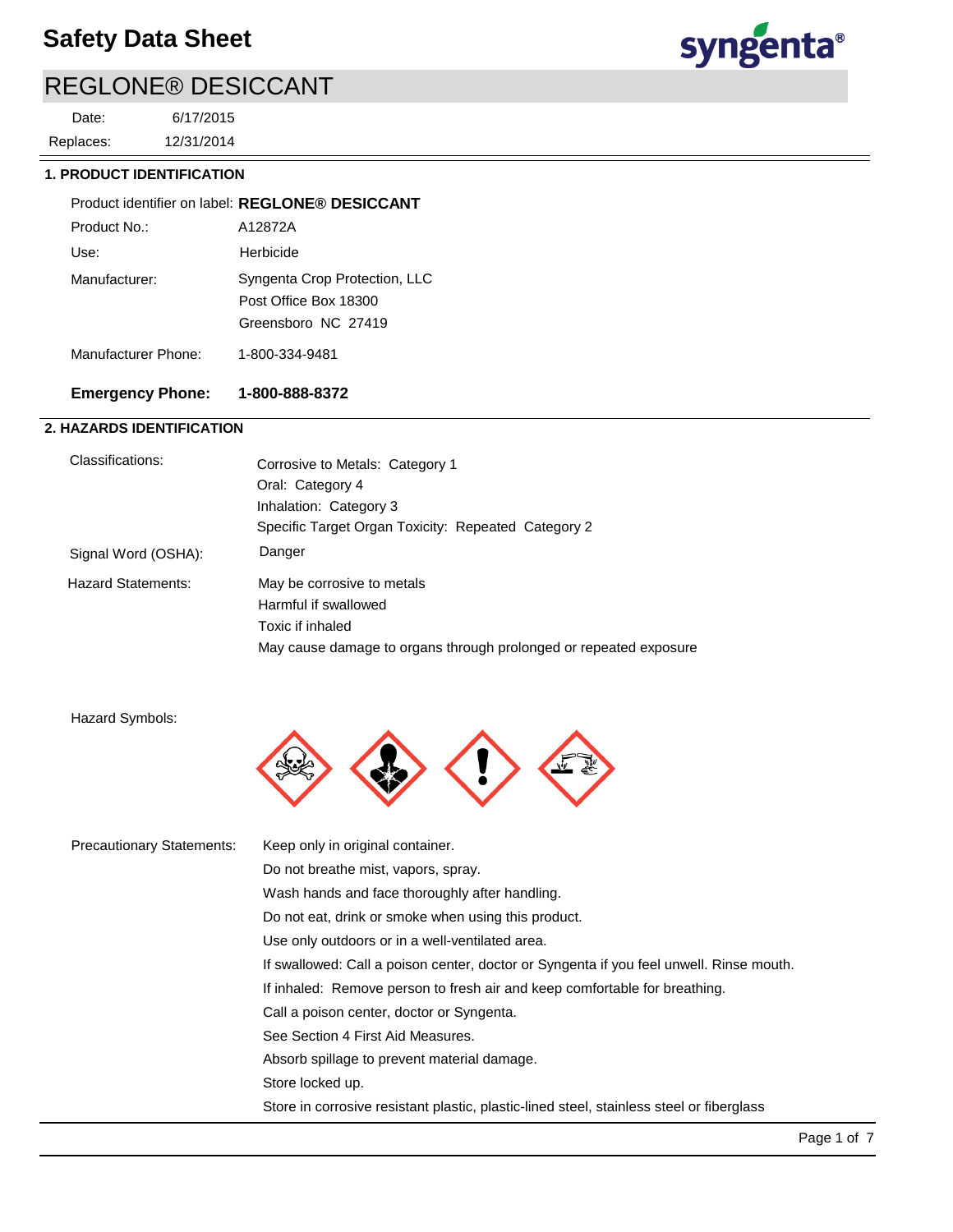# Safety Data Sheet

## REGLONE® DESICCANT

Date: 6/17/2015
Replaces: 12/31/2014

### 1. PRODUCT IDENTIFICATION

| | |
|---|---|
| Product identifier on label: | **REGLONE® DESICCANT** |
| Product No.: | A12872A |
| Use: | Herbicide |
| Manufacturer: | Syngenta Crop Protection, LLC<br>Post Office Box 18300<br>Greensboro NC 27419 |
| Manufacturer Phone: | 1-800-334-9481 |
| **Emergency Phone:** | **1-800-888-8372** |

### 2. HAZARDS IDENTIFICATION

**Classifications:**
Corrosive to Metals: Category 1
Oral: Category 4
Inhalation: Category 3
Specific Target Organ Toxicity: Repeated Category 2

**Signal Word (OSHA):** Danger

**Hazard Statements:**
May be corrosive to metals
Harmful if swallowed
Toxic if inhaled
May cause damage to organs through prolonged or repeated exposure

**Hazard Symbols:**

**Precautionary Statements:**
Keep only in original container.
Do not breathe mist, vapors, spray.
Wash hands and face thoroughly after handling.
Do not eat, drink or smoke when using this product.
Use only outdoors or in a well-ventilated area.
If swallowed: Call a poison center, doctor or Syngenta if you feel unwell. Rinse mouth.
If inhaled: Remove person to fresh air and keep comfortable for breathing.
Call a poison center, doctor or Syngenta.
See Section 4 First Aid Measures.
Absorb spillage to prevent material damage.
Store locked up.
Store in corrosive resistant plastic, plastic-lined steel, stainless steel or fiberglass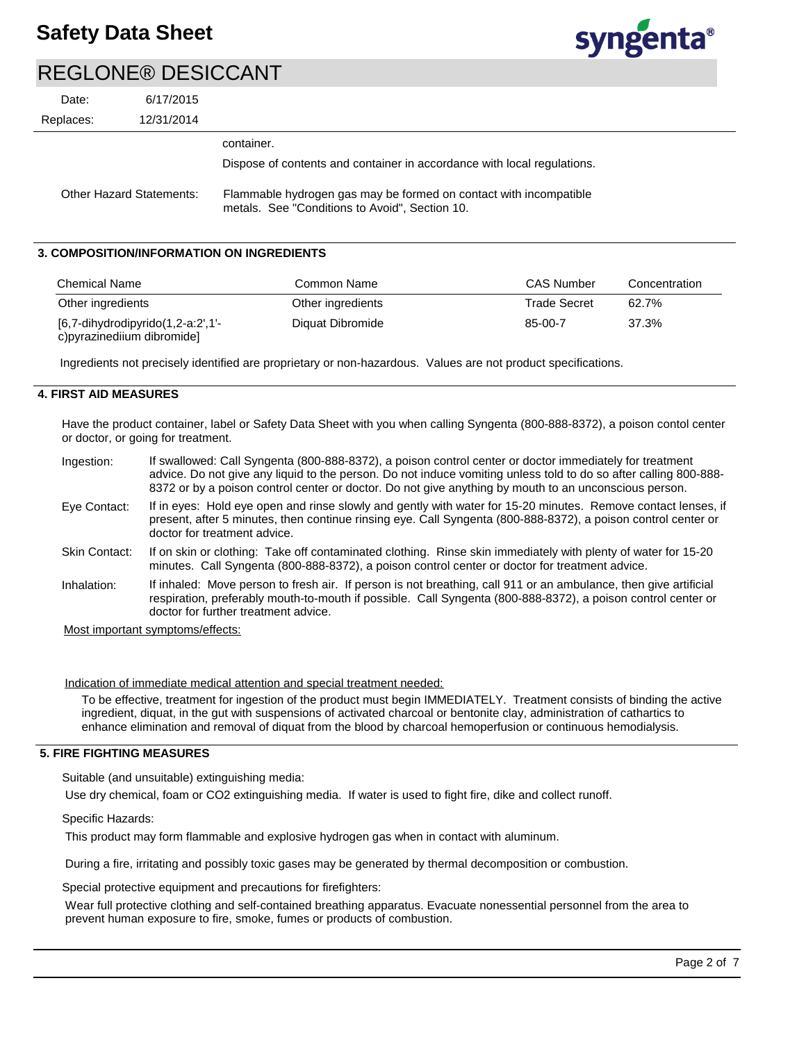container.

Dispose of contents and container in accordance with local regulations.

Other Hazard Statements: Flammable hydrogen gas may be formed on contact with incompatible metals. See "Conditions to Avoid", Section 10.

## 3. COMPOSITION/INFORMATION ON INGREDIENTS

| Chemical Name | Common Name | CAS Number | Concentration |
|---|---|---|---|
| Other ingredients | Other ingredients | Trade Secret | 62.7% |
| [6,7-dihydrodipyrido(1,2-a:2',1'-c)pyrazinediium dibromide] | Diquat Dibromide | 85-00-7 | 37.3% |

Ingredients not precisely identified are proprietary or non-hazardous. Values are not product specifications.

## 4. FIRST AID MEASURES

Have the product container, label or Safety Data Sheet with you when calling Syngenta (800-888-8372), a poison contol center or doctor, or going for treatment.

**Ingestion:** If swallowed: Call Syngenta (800-888-8372), a poison control center or doctor immediately for treatment advice. Do not give any liquid to the person. Do not induce vomiting unless told to do so after calling 800-888-8372 or by a poison control center or doctor. Do not give anything by mouth to an unconscious person.

**Eye Contact:** If in eyes: Hold eye open and rinse slowly and gently with water for 15-20 minutes. Remove contact lenses, if present, after 5 minutes, then continue rinsing eye. Call Syngenta (800-888-8372), a poison control center or doctor for treatment advice.

**Skin Contact:** If on skin or clothing: Take off contaminated clothing. Rinse skin immediately with plenty of water for 15-20 minutes. Call Syngenta (800-888-8372), a poison control center or doctor for treatment advice.

**Inhalation:** If inhaled: Move person to fresh air. If person is not breathing, call 911 or an ambulance, then give artificial respiration, preferably mouth-to-mouth if possible. Call Syngenta (800-888-8372), a poison control center or doctor for further treatment advice.

Most important symptoms/effects:

Indication of immediate medical attention and special treatment needed:

To be effective, treatment for ingestion of the product must begin IMMEDIATELY. Treatment consists of binding the active ingredient, diquat, in the gut with suspensions of activated charcoal or bentonite clay, administration of cathartics to enhance elimination and removal of diquat from the blood by charcoal hemoperfusion or continuous hemodialysis.

## 5. FIRE FIGHTING MEASURES

Suitable (and unsuitable) extinguishing media:

Use dry chemical, foam or $CO_2$ extinguishing media. If water is used to fight fire, dike and collect runoff.

Specific Hazards:

This product may form flammable and explosive hydrogen gas when in contact with aluminum.

During a fire, irritating and possibly toxic gases may be generated by thermal decomposition or combustion.

Special protective equipment and precautions for firefighters:

Wear full protective clothing and self-contained breathing apparatus. Evacuate nonessential personnel from the area to prevent human exposure to fire, smoke, fumes or products of combustion.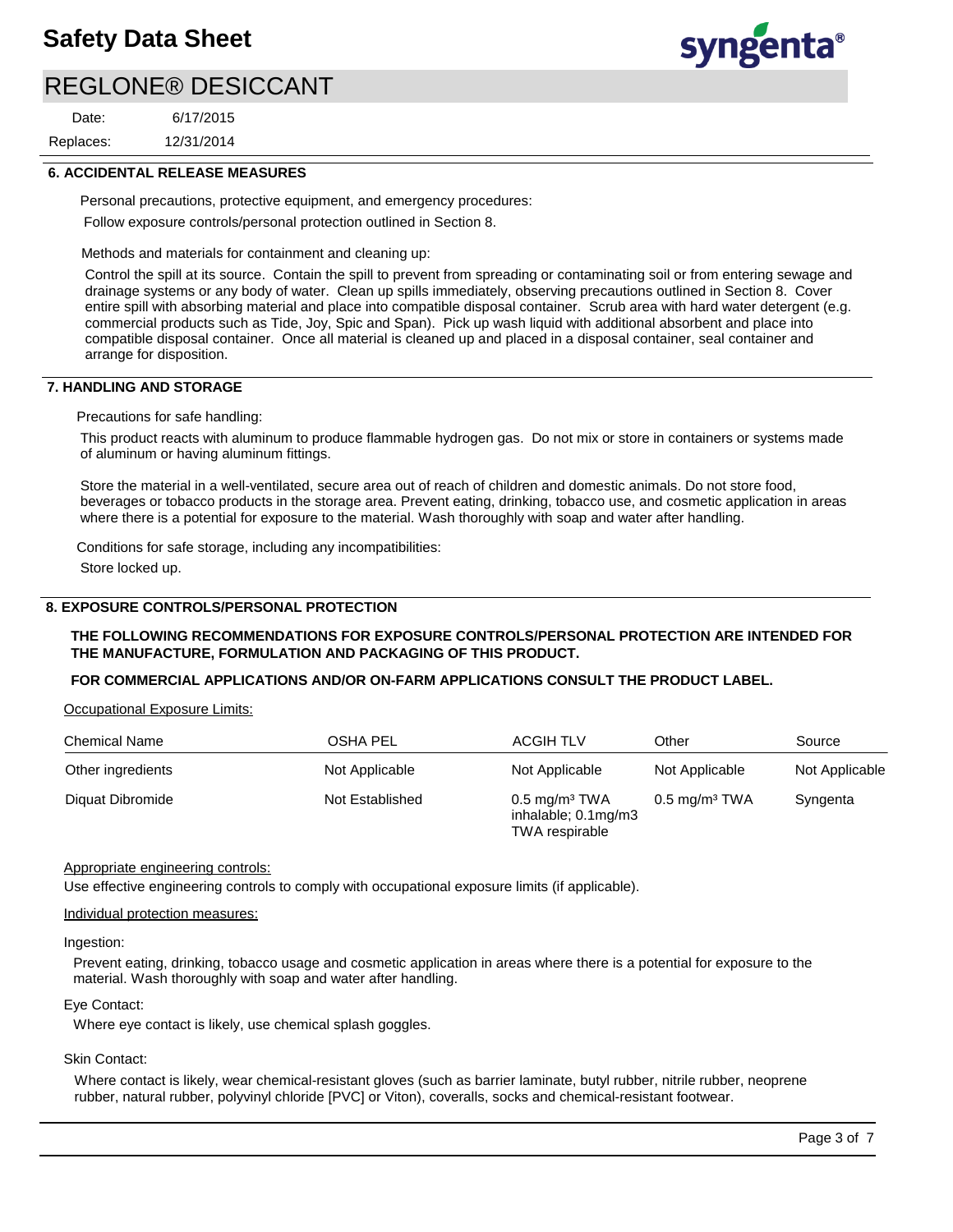## 6. ACCIDENTAL RELEASE MEASURES

Personal precautions, protective equipment, and emergency procedures:

Follow exposure controls/personal protection outlined in Section 8.

Methods and materials for containment and cleaning up:

Control the spill at its source. Contain the spill to prevent from spreading or contaminating soil or from entering sewage and drainage systems or any body of water. Clean up spills immediately, observing precautions outlined in Section 8. Cover entire spill with absorbing material and place into compatible disposal container. Scrub area with hard water detergent (e.g. commercial products such as Tide, Joy, Spic and Span). Pick up wash liquid with additional absorbent and place into compatible disposal container. Once all material is cleaned up and placed in a disposal container, seal container and arrange for disposition.

## 7. HANDLING AND STORAGE

Precautions for safe handling:

This product reacts with aluminum to produce flammable hydrogen gas. Do not mix or store in containers or systems made of aluminum or having aluminum fittings.

Store the material in a well-ventilated, secure area out of reach of children and domestic animals. Do not store food, beverages or tobacco products in the storage area. Prevent eating, drinking, tobacco use, and cosmetic application in areas where there is a potential for exposure to the material. Wash thoroughly with soap and water after handling.

Conditions for safe storage, including any incompatibilities:

Store locked up.

## 8. EXPOSURE CONTROLS/PERSONAL PROTECTION

**THE FOLLOWING RECOMMENDATIONS FOR EXPOSURE CONTROLS/PERSONAL PROTECTION ARE INTENDED FOR THE MANUFACTURE, FORMULATION AND PACKAGING OF THIS PRODUCT.**

**FOR COMMERCIAL APPLICATIONS AND/OR ON-FARM APPLICATIONS CONSULT THE PRODUCT LABEL.**

Occupational Exposure Limits:

| Chemical Name | OSHA PEL | ACGIH TLV | Other | Source |
|---|---|---|---|---|
| Other ingredients | Not Applicable | Not Applicable | Not Applicable | Not Applicable |
| Diquat Dibromide | Not Established | 0.5 mg/m³ TWA inhalable; 0.1mg/m3 TWA respirable | 0.5 mg/m³ TWA | Syngenta |

Appropriate engineering controls:

Use effective engineering controls to comply with occupational exposure limits (if applicable).

Individual protection measures:

Ingestion:

Prevent eating, drinking, tobacco usage and cosmetic application in areas where there is a potential for exposure to the material. Wash thoroughly with soap and water after handling.

Eye Contact:

Where eye contact is likely, use chemical splash goggles.

Skin Contact:

Where contact is likely, wear chemical-resistant gloves (such as barrier laminate, butyl rubber, nitrile rubber, neoprene rubber, natural rubber, polyvinyl chloride [PVC] or Viton), coveralls, socks and chemical-resistant footwear.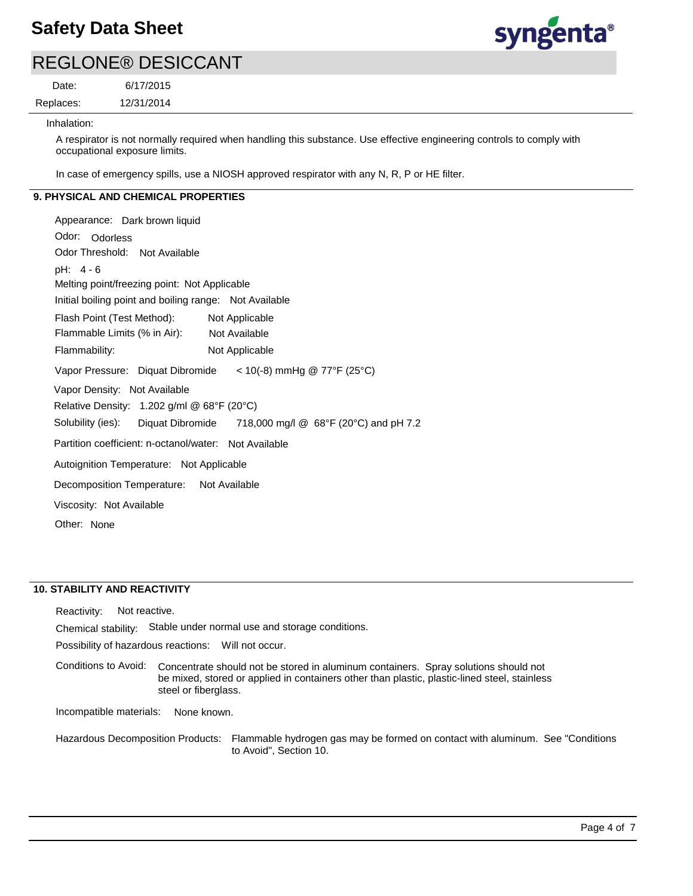Inhalation:

A respirator is not normally required when handling this substance. Use effective engineering controls to comply with occupational exposure limits.

In case of emergency spills, use a NIOSH approved respirator with any N, R, P or HE filter.

## 9. PHYSICAL AND CHEMICAL PROPERTIES

Appearance: Dark brown liquid

Odor: Odorless

Odor Threshold: Not Available

pH: 4 - 6

Melting point/freezing point: Not Applicable

Initial boiling point and boiling range: Not Available

Flash Point (Test Method): Not Applicable

Flammable Limits (% in Air): Not Available

Flammability: Not Applicable

Vapor Pressure: Diquat Dibromide < 10(-8) mmHg @ 77°F (25°C)

Vapor Density: Not Available

Relative Density: 1.202 g/ml @ 68°F (20°C)

Solubility (ies): Diquat Dibromide 718,000 mg/l @ 68°F (20°C) and pH 7.2

Partition coefficient: n-octanol/water: Not Available

Autoignition Temperature: Not Applicable

Decomposition Temperature: Not Available

Viscosity: Not Available

Other: None

## 10. STABILITY AND REACTIVITY

Reactivity: Not reactive.

Chemical stability: Stable under normal use and storage conditions.

Possibility of hazardous reactions: Will not occur.

Conditions to Avoid: Concentrate should not be stored in aluminum containers. Spray solutions should not be mixed, stored or applied in containers other than plastic, plastic-lined steel, stainless steel or fiberglass.

Incompatible materials: None known.

Hazardous Decomposition Products: Flammable hydrogen gas may be formed on contact with aluminum. See "Conditions to Avoid", Section 10.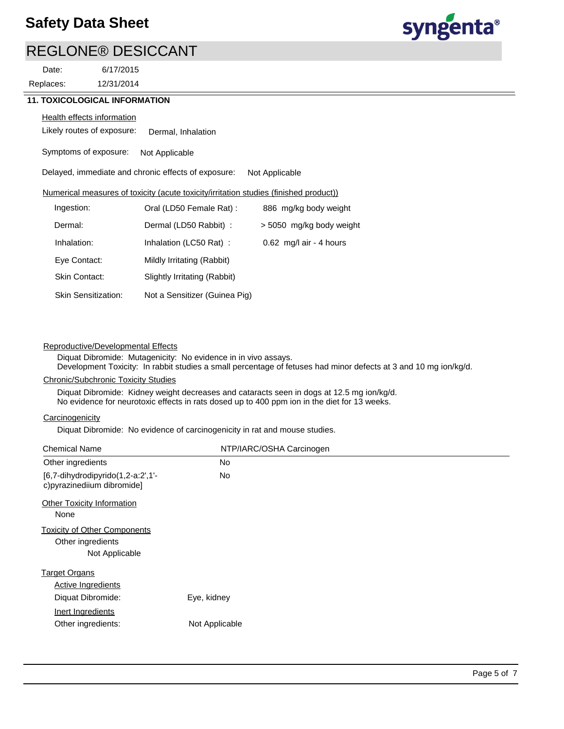# Safety Data Sheet

## REGLONE® DESICCANT

Date: 6/17/2015

Replaces: 12/31/2014

### 11. TOXICOLOGICAL INFORMATION

Health effects information

Likely routes of exposure: Dermal, Inhalation

Symptoms of exposure: Not Applicable

Delayed, immediate and chronic effects of exposure: Not Applicable

Numerical measures of toxicity (acute toxicity/irritation studies (finished product))

| | | |
|---|---|---|
| Ingestion: | Oral (LD50 Female Rat) : | 886 mg/kg body weight |
| Dermal: | Dermal (LD50 Rabbit) : | > 5050 mg/kg body weight |
| Inhalation: | Inhalation (LC50 Rat) : | 0.62 mg/l air - 4 hours |
| Eye Contact: | Mildly Irritating (Rabbit) | |
| Skin Contact: | Slightly Irritating (Rabbit) | |
| Skin Sensitization: | Not a Sensitizer (Guinea Pig) | |

Reproductive/Developmental Effects

Diquat Dibromide: Mutagenicity: No evidence in in vivo assays.
Development Toxicity: In rabbit studies a small percentage of fetuses had minor defects at 3 and 10 mg ion/kg/d.

Chronic/Subchronic Toxicity Studies

Diquat Dibromide: Kidney weight decreases and cataracts seen in dogs at 12.5 mg ion/kg/d.
No evidence for neurotoxic effects in rats dosed up to 400 ppm ion in the diet for 13 weeks.

Carcinogenicity

Diquat Dibromide: No evidence of carcinogenicity in rat and mouse studies.

| Chemical Name | NTP/IARC/OSHA Carcinogen |
|---|---|
| Other ingredients | No |
| [6,7-dihydrodipyrido(1,2-a:2',1'-c)pyrazinediium dibromide] | No |

Other Toxicity Information

None

Toxicity of Other Components

Other ingredients

Not Applicable

Target Organs

Active Ingredients

Diquat Dibromide: Eye, kidney

Inert Ingredients

Other ingredients: Not Applicable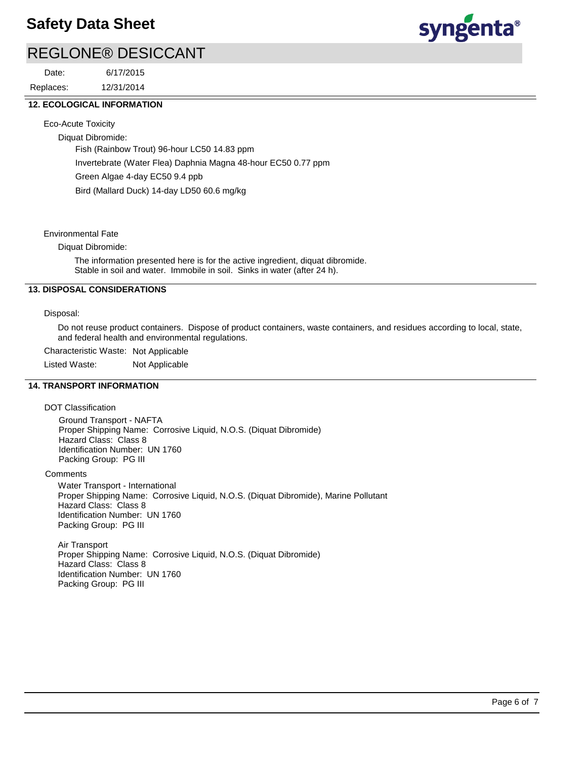## 12. ECOLOGICAL INFORMATION

Eco-Acute Toxicity

Diquat Dibromide:

Fish (Rainbow Trout) 96-hour LC50 14.83 ppm

Invertebrate (Water Flea) Daphnia Magna 48-hour EC50 0.77 ppm

Green Algae 4-day EC50 9.4 ppb

Bird (Mallard Duck) 14-day LD50 60.6 mg/kg

Environmental Fate

Diquat Dibromide:

The information presented here is for the active ingredient, diquat dibromide.
Stable in soil and water. Immobile in soil. Sinks in water (after 24 h).

## 13. DISPOSAL CONSIDERATIONS

Disposal:

Do not reuse product containers. Dispose of product containers, waste containers, and residues according to local, state, and federal health and environmental regulations.

Characteristic Waste: Not Applicable

Listed Waste: Not Applicable

## 14. TRANSPORT INFORMATION

DOT Classification

Ground Transport - NAFTA
Proper Shipping Name: Corrosive Liquid, N.O.S. (Diquat Dibromide)
Hazard Class: Class 8
Identification Number: UN 1760
Packing Group: PG III

Comments

Water Transport - International
Proper Shipping Name: Corrosive Liquid, N.O.S. (Diquat Dibromide), Marine Pollutant
Hazard Class: Class 8
Identification Number: UN 1760
Packing Group: PG III

Air Transport
Proper Shipping Name: Corrosive Liquid, N.O.S. (Diquat Dibromide)
Hazard Class: Class 8
Identification Number: UN 1760
Packing Group: PG III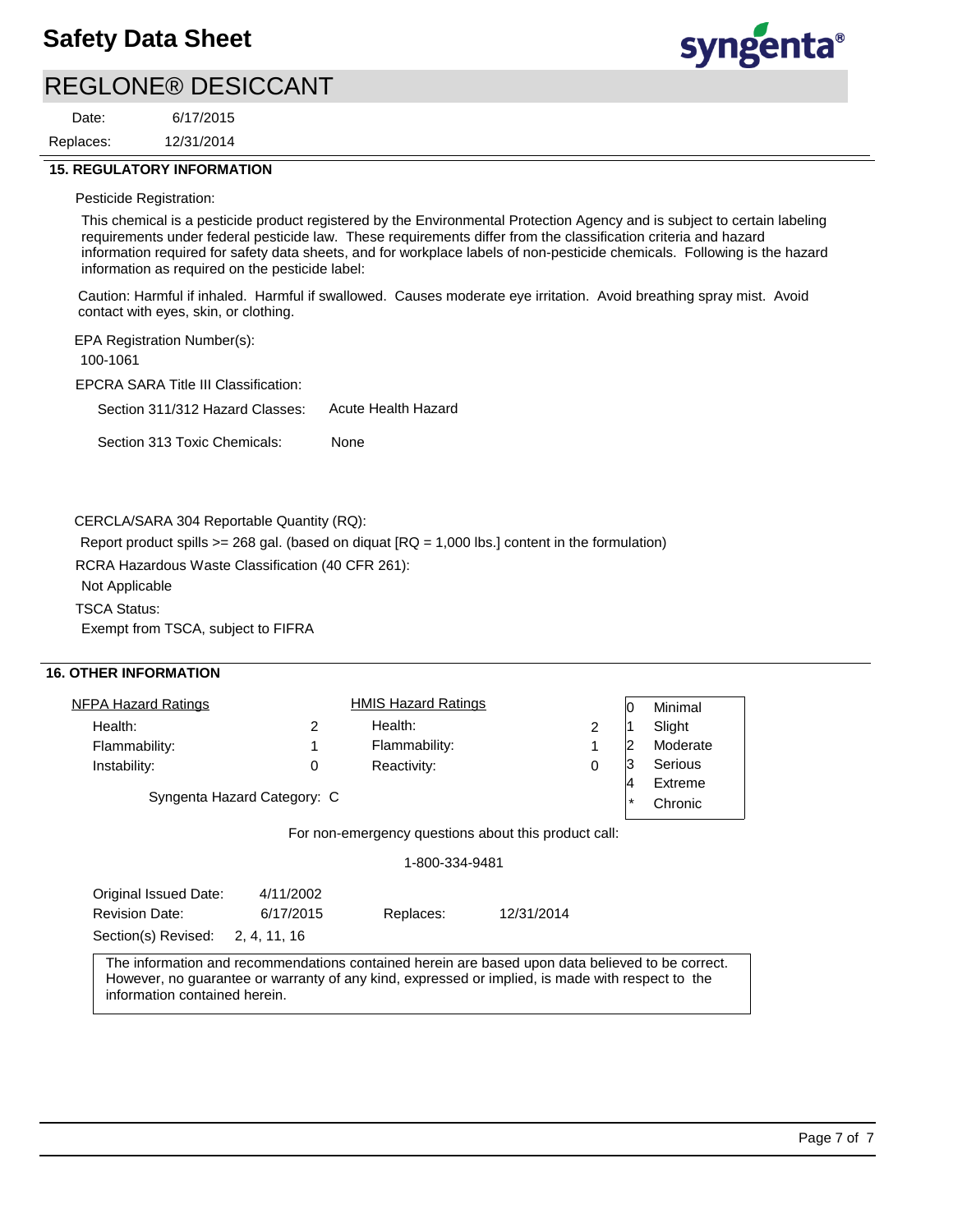# Safety Data Sheet

## REGLONE® DESICCANT

Date: 6/17/2015

Replaces: 12/31/2014

### 15. REGULATORY INFORMATION

Pesticide Registration:

This chemical is a pesticide product registered by the Environmental Protection Agency and is subject to certain labeling requirements under federal pesticide law. These requirements differ from the classification criteria and hazard information required for safety data sheets, and for workplace labels of non-pesticide chemicals. Following is the hazard information as required on the pesticide label:

Caution: Harmful if inhaled. Harmful if swallowed. Causes moderate eye irritation. Avoid breathing spray mist. Avoid contact with eyes, skin, or clothing.

EPA Registration Number(s):

100-1061

EPCRA SARA Title III Classification:

Section 311/312 Hazard Classes: Acute Health Hazard

Section 313 Toxic Chemicals: None

CERCLA/SARA 304 Reportable Quantity (RQ):

Report product spills >= 268 gal. (based on diquat [RQ = 1,000 lbs.] content in the formulation)

RCRA Hazardous Waste Classification (40 CFR 261):

Not Applicable

TSCA Status:

Exempt from TSCA, subject to FIFRA

### 16. OTHER INFORMATION

| NFPA Hazard Ratings | | HMIS Hazard Ratings | |
|---|---|---|---|
| Health: | 2 | Health: | 2 |
| Flammability: | 1 | Flammability: | 1 |
| Instability: | 0 | Reactivity: | 0 |

| | |
|---|---|
| 0 | Minimal |
| 1 | Slight |
| 2 | Moderate |
| 3 | Serious |
| 4 | Extreme |
| * | Chronic |

Syngenta Hazard Category: C

For non-emergency questions about this product call:

1-800-334-9481

Original Issued Date: 4/11/2002

Revision Date: 6/17/2015 Replaces: 12/31/2014

Section(s) Revised: 2, 4, 11, 16

The information and recommendations contained herein are based upon data believed to be correct. However, no guarantee or warranty of any kind, expressed or implied, is made with respect to the information contained herein.